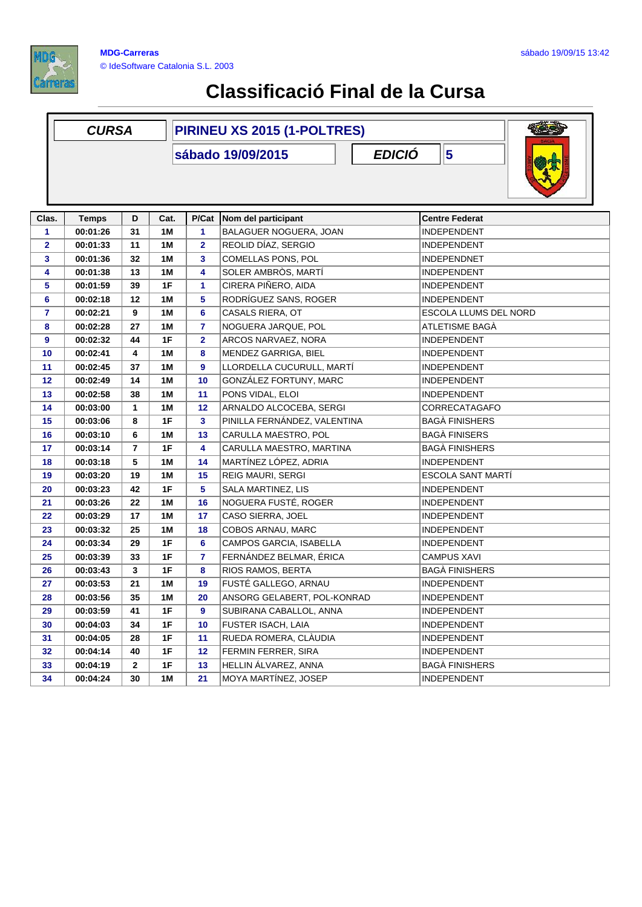**MDG-Carreras**
© IdeSoftware Catalonia S.L. 2003

sábado 19/09/15 13:42

# Classificació Final de la Cursa

| CURSA | PIRINEU XS 2015 (1-POLTRES) | | |
|---|---|---|---|
| | sábado 19/09/2015 | EDICIÓ | 5 |

| Clas. | Temps | D | Cat. | P/Cat | Nom del participant | Centre Federat |
|---|---|---|---|---|---|---|
| 1 | 00:01:26 | 31 | 1M | 1 | BALAGUER NOGUERA, JOAN | INDEPENDENT |
| 2 | 00:01:33 | 11 | 1M | 2 | REOLID DÍAZ, SERGIO | INDEPENDENT |
| 3 | 00:01:36 | 32 | 1M | 3 | COMELLAS PONS, POL | INDEPENDNET |
| 4 | 00:01:38 | 13 | 1M | 4 | SOLER AMBRÒS, MARTÍ | INDEPENDENT |
| 5 | 00:01:59 | 39 | 1F | 1 | CIRERA PIÑERO, AIDA | INDEPENDENT |
| 6 | 00:02:18 | 12 | 1M | 5 | RODRÍGUEZ SANS, ROGER | INDEPENDENT |
| 7 | 00:02:21 | 9 | 1M | 6 | CASALS RIERA, OT | ESCOLA LLUMS DEL NORD |
| 8 | 00:02:28 | 27 | 1M | 7 | NOGUERA JARQUE, POL | ATLETISME BAGÀ |
| 9 | 00:02:32 | 44 | 1F | 2 | ARCOS NARVAEZ, NORA | INDEPENDENT |
| 10 | 00:02:41 | 4 | 1M | 8 | MENDEZ GARRIGA, BIEL | INDEPENDENT |
| 11 | 00:02:45 | 37 | 1M | 9 | LLORDELLA CUCURULL, MARTÍ | INDEPENDENT |
| 12 | 00:02:49 | 14 | 1M | 10 | GONZÁLEZ FORTUNY, MARC | INDEPENDENT |
| 13 | 00:02:58 | 38 | 1M | 11 | PONS VIDAL, ELOI | INDEPENDENT |
| 14 | 00:03:00 | 1 | 1M | 12 | ARNALDO ALCOCEBA, SERGI | CORRECATAGAFO |
| 15 | 00:03:06 | 8 | 1F | 3 | PINILLA FERNÁNDEZ, VALENTINA | BAGÀ FINISHERS |
| 16 | 00:03:10 | 6 | 1M | 13 | CARULLA MAESTRO, POL | BAGÀ FINISERS |
| 17 | 00:03:14 | 7 | 1F | 4 | CARULLA MAESTRO, MARTINA | BAGÀ FINISHERS |
| 18 | 00:03:18 | 5 | 1M | 14 | MARTÍNEZ LÓPEZ, ADRIA | INDEPENDENT |
| 19 | 00:03:20 | 19 | 1M | 15 | REIG MAURI, SERGI | ESCOLA SANT MARTÍ |
| 20 | 00:03:23 | 42 | 1F | 5 | SALA MARTINEZ, LIS | INDEPENDENT |
| 21 | 00:03:26 | 22 | 1M | 16 | NOGUERA FUSTÉ, ROGER | INDEPENDENT |
| 22 | 00:03:29 | 17 | 1M | 17 | CASO SIERRA, JOEL | INDEPENDENT |
| 23 | 00:03:32 | 25 | 1M | 18 | COBOS ARNAU, MARC | INDEPENDENT |
| 24 | 00:03:34 | 29 | 1F | 6 | CAMPOS GARCIA, ISABELLA | INDEPENDENT |
| 25 | 00:03:39 | 33 | 1F | 7 | FERNÁNDEZ BELMAR, ÉRICA | CAMPUS XAVI |
| 26 | 00:03:43 | 3 | 1F | 8 | RIOS RAMOS, BERTA | BAGÀ FINISHERS |
| 27 | 00:03:53 | 21 | 1M | 19 | FUSTÉ GALLEGO, ARNAU | INDEPENDENT |
| 28 | 00:03:56 | 35 | 1M | 20 | ANSORG GELABERT, POL-KONRAD | INDEPENDENT |
| 29 | 00:03:59 | 41 | 1F | 9 | SUBIRANA CABALLOL, ANNA | INDEPENDENT |
| 30 | 00:04:03 | 34 | 1F | 10 | FUSTER ISACH, LAIA | INDEPENDENT |
| 31 | 00:04:05 | 28 | 1F | 11 | RUEDA ROMERA, CLÀUDIA | INDEPENDENT |
| 32 | 00:04:14 | 40 | 1F | 12 | FERMIN FERRER, SIRA | INDEPENDENT |
| 33 | 00:04:19 | 2 | 1F | 13 | HELLIN ÁLVAREZ, ANNA | BAGÀ FINISHERS |
| 34 | 00:04:24 | 30 | 1M | 21 | MOYA MARTÍNEZ, JOSEP | INDEPENDENT |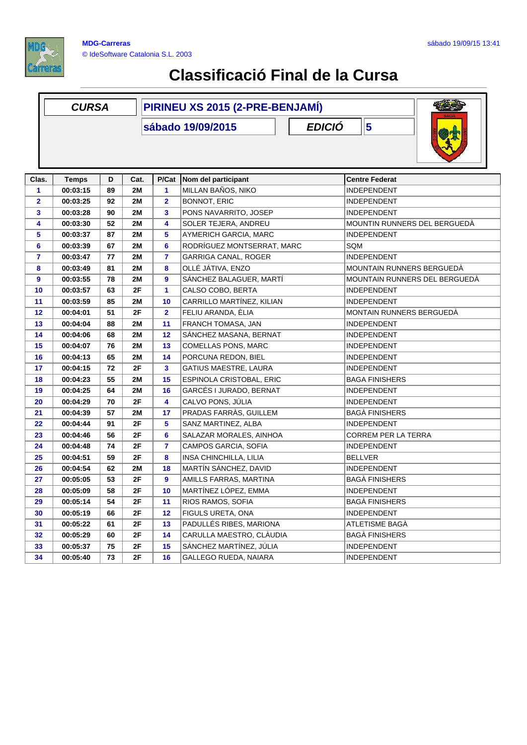# Classificació Final de la Cursa

| CURSA | PIRINEU XS 2015 (2-PRE-BENJAMÍ) |
|---|---|
| | sábado 19/09/2015 |
| EDICIÓ | 5 |

| Clas. | Temps | D | Cat. | P/Cat | Nom del participant | Centre Federat |
|---|---|---|---|---|---|---|
| 1 | 00:03:15 | 89 | 2M | 1 | MILLAN BAÑOS, NIKO | INDEPENDENT |
| 2 | 00:03:25 | 92 | 2M | 2 | BONNOT, ERIC | INDEPENDENT |
| 3 | 00:03:28 | 90 | 2M | 3 | PONS NAVARRITO, JOSEP | INDEPENDENT |
| 4 | 00:03:30 | 52 | 2M | 4 | SOLER TEJERA, ANDREU | MOUNTIN RUNNERS DEL BERGUEDÀ |
| 5 | 00:03:37 | 87 | 2M | 5 | AYMERICH GARCIA, MARC | INDEPENDENT |
| 6 | 00:03:39 | 67 | 2M | 6 | RODRÍGUEZ MONTSERRAT, MARC | SQM |
| 7 | 00:03:47 | 77 | 2M | 7 | GARRIGA CANAL, ROGER | INDEPENDENT |
| 8 | 00:03:49 | 81 | 2M | 8 | OLLÉ JÁTIVA, ENZO | MOUNTAIN RUNNERS BERGUEDÀ |
| 9 | 00:03:55 | 78 | 2M | 9 | SÁNCHEZ BALAGUER, MARTÍ | MOUNTAIN RUNNERS DEL BERGUEDÀ |
| 10 | 00:03:57 | 63 | 2F | 1 | CALSO COBO, BERTA | INDEPENDENT |
| 11 | 00:03:59 | 85 | 2M | 10 | CARRILLO MARTÍNEZ, KILIAN | INDEPENDENT |
| 12 | 00:04:01 | 51 | 2F | 2 | FELIU ARANDA, ÈLIA | MONTAIN RUNNERS BERGUEDÀ |
| 13 | 00:04:04 | 88 | 2M | 11 | FRANCH TOMASA, JAN | INDEPENDENT |
| 14 | 00:04:06 | 68 | 2M | 12 | SÁNCHEZ MASANA, BERNAT | INDEPENDENT |
| 15 | 00:04:07 | 76 | 2M | 13 | COMELLAS PONS, MARC | INDEPENDENT |
| 16 | 00:04:13 | 65 | 2M | 14 | PORCUNA REDON, BIEL | INDEPENDENT |
| 17 | 00:04:15 | 72 | 2F | 3 | GATIUS MAESTRE, LAURA | INDEPENDENT |
| 18 | 00:04:23 | 55 | 2M | 15 | ESPINOLA CRISTOBAL, ERIC | BAGA FINISHERS |
| 19 | 00:04:25 | 64 | 2M | 16 | GARCÉS I JURADO, BERNAT | INDEPENDENT |
| 20 | 00:04:29 | 70 | 2F | 4 | CALVO PONS, JÚLIA | INDEPENDENT |
| 21 | 00:04:39 | 57 | 2M | 17 | PRADAS FARRÀS, GUILLEM | BAGÀ FINISHERS |
| 22 | 00:04:44 | 91 | 2F | 5 | SANZ MARTINEZ, ALBA | INDEPENDENT |
| 23 | 00:04:46 | 56 | 2F | 6 | SALAZAR MORALES, AINHOA | CORREM PER LA TERRA |
| 24 | 00:04:48 | 74 | 2F | 7 | CAMPOS GARCIA, SOFIA | INDEPENDENT |
| 25 | 00:04:51 | 59 | 2F | 8 | INSA CHINCHILLA, LILIA | BELLVER |
| 26 | 00:04:54 | 62 | 2M | 18 | MARTÍN SÁNCHEZ, DAVID | INDEPENDENT |
| 27 | 00:05:05 | 53 | 2F | 9 | AMILLS FARRAS, MARTINA | BAGÀ FINISHERS |
| 28 | 00:05:09 | 58 | 2F | 10 | MARTÍNEZ LÓPEZ, EMMA | INDEPENDENT |
| 29 | 00:05:14 | 54 | 2F | 11 | RIOS RAMOS, SOFIA | BAGÀ FINISHERS |
| 30 | 00:05:19 | 66 | 2F | 12 | FIGULS URETA, ONA | INDEPENDENT |
| 31 | 00:05:22 | 61 | 2F | 13 | PADULLÉS RIBES, MARIONA | ATLETISME BAGÀ |
| 32 | 00:05:29 | 60 | 2F | 14 | CARULLA MAESTRO, CLÀUDIA | BAGÀ FINISHERS |
| 33 | 00:05:37 | 75 | 2F | 15 | SÁNCHEZ MARTÍNEZ, JÚLIA | INDEPENDENT |
| 34 | 00:05:40 | 73 | 2F | 16 | GALLEGO RUEDA, NAIARA | INDEPENDENT |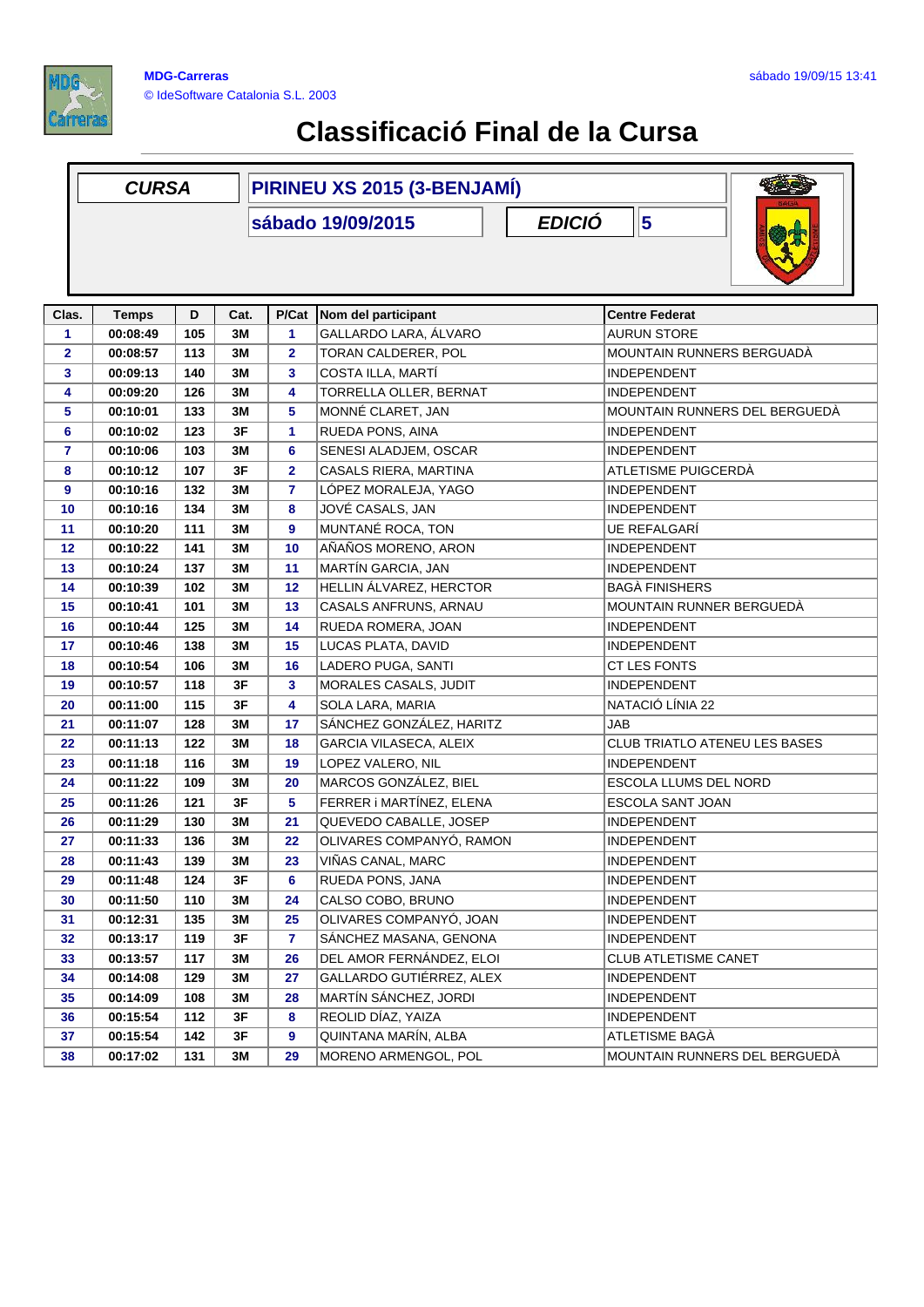# Classificació Final de la Cursa

| CURSA | PIRINEU XS 2015 (3-BENJAMÍ) | | |
|---|---|---|---|
| | sábado 19/09/2015 | EDICIÓ | 5 |

| Clas. | Temps | D | Cat. | P/Cat | Nom del participant | Centre Federat |
|---|---|---|---|---|---|---|
| 1 | 00:08:49 | 105 | 3M | 1 | GALLARDO LARA, ÁLVARO | AURUN STORE |
| 2 | 00:08:57 | 113 | 3M | 2 | TORAN CALDERER, POL | MOUNTAIN RUNNERS BERGUADÀ |
| 3 | 00:09:13 | 140 | 3M | 3 | COSTA ILLA, MARTÍ | INDEPENDENT |
| 4 | 00:09:20 | 126 | 3M | 4 | TORRELLA OLLER, BERNAT | INDEPENDENT |
| 5 | 00:10:01 | 133 | 3M | 5 | MONNÉ CLARET, JAN | MOUNTAIN RUNNERS DEL BERGUEDÀ |
| 6 | 00:10:02 | 123 | 3F | 1 | RUEDA PONS, AINA | INDEPENDENT |
| 7 | 00:10:06 | 103 | 3M | 6 | SENESI ALADJEM, OSCAR | INDEPENDENT |
| 8 | 00:10:12 | 107 | 3F | 2 | CASALS RIERA, MARTINA | ATLETISME PUIGCERDÀ |
| 9 | 00:10:16 | 132 | 3M | 7 | LÓPEZ MORALEJA, YAGO | INDEPENDENT |
| 10 | 00:10:16 | 134 | 3M | 8 | JOVÉ CASALS, JAN | INDEPENDENT |
| 11 | 00:10:20 | 111 | 3M | 9 | MUNTANÉ ROCA, TON | UE REFALGARÍ |
| 12 | 00:10:22 | 141 | 3M | 10 | AÑAÑOS MORENO, ARON | INDEPENDENT |
| 13 | 00:10:24 | 137 | 3M | 11 | MARTÍN GARCIA, JAN | INDEPENDENT |
| 14 | 00:10:39 | 102 | 3M | 12 | HELLIN ÁLVAREZ, HERCTOR | BAGÀ FINISHERS |
| 15 | 00:10:41 | 101 | 3M | 13 | CASALS ANFRUNS, ARNAU | MOUNTAIN RUNNER BERGUEDÀ |
| 16 | 00:10:44 | 125 | 3M | 14 | RUEDA ROMERA, JOAN | INDEPENDENT |
| 17 | 00:10:46 | 138 | 3M | 15 | LUCAS PLATA, DAVID | INDEPENDENT |
| 18 | 00:10:54 | 106 | 3M | 16 | LADERO PUGA, SANTI | CT LES FONTS |
| 19 | 00:10:57 | 118 | 3F | 3 | MORALES CASALS, JUDIT | INDEPENDENT |
| 20 | 00:11:00 | 115 | 3F | 4 | SOLA LARA, MARIA | NATACIÓ LÍNIA 22 |
| 21 | 00:11:07 | 128 | 3M | 17 | SÁNCHEZ GONZÁLEZ, HARITZ | JAB |
| 22 | 00:11:13 | 122 | 3M | 18 | GARCIA VILASECA, ALEIX | CLUB TRIATLO ATENEU LES BASES |
| 23 | 00:11:18 | 116 | 3M | 19 | LOPEZ VALERO, NIL | INDEPENDENT |
| 24 | 00:11:22 | 109 | 3M | 20 | MARCOS GONZÁLEZ, BIEL | ESCOLA LLUMS DEL NORD |
| 25 | 00:11:26 | 121 | 3F | 5 | FERRER i MARTÍNEZ, ELENA | ESCOLA SANT JOAN |
| 26 | 00:11:29 | 130 | 3M | 21 | QUEVEDO CABALLE, JOSEP | INDEPENDENT |
| 27 | 00:11:33 | 136 | 3M | 22 | OLIVARES COMPANYÓ, RAMON | INDEPENDENT |
| 28 | 00:11:43 | 139 | 3M | 23 | VIÑAS CANAL, MARC | INDEPENDENT |
| 29 | 00:11:48 | 124 | 3F | 6 | RUEDA PONS, JANA | INDEPENDENT |
| 30 | 00:11:50 | 110 | 3M | 24 | CALSO COBO, BRUNO | INDEPENDENT |
| 31 | 00:12:31 | 135 | 3M | 25 | OLIVARES COMPANYÓ, JOAN | INDEPENDENT |
| 32 | 00:13:17 | 119 | 3F | 7 | SÁNCHEZ MASANA, GENONA | INDEPENDENT |
| 33 | 00:13:57 | 117 | 3M | 26 | DEL AMOR FERNÁNDEZ, ELOI | CLUB ATLETISME CANET |
| 34 | 00:14:08 | 129 | 3M | 27 | GALLARDO GUTIÉRREZ, ALEX | INDEPENDENT |
| 35 | 00:14:09 | 108 | 3M | 28 | MARTÍN SÁNCHEZ, JORDI | INDEPENDENT |
| 36 | 00:15:54 | 112 | 3F | 8 | REOLID DÍAZ, YAIZA | INDEPENDENT |
| 37 | 00:15:54 | 142 | 3F | 9 | QUINTANA MARÍN, ALBA | ATLETISME BAGÀ |
| 38 | 00:17:02 | 131 | 3M | 29 | MORENO ARMENGOL, POL | MOUNTAIN RUNNERS DEL BERGUEDÀ |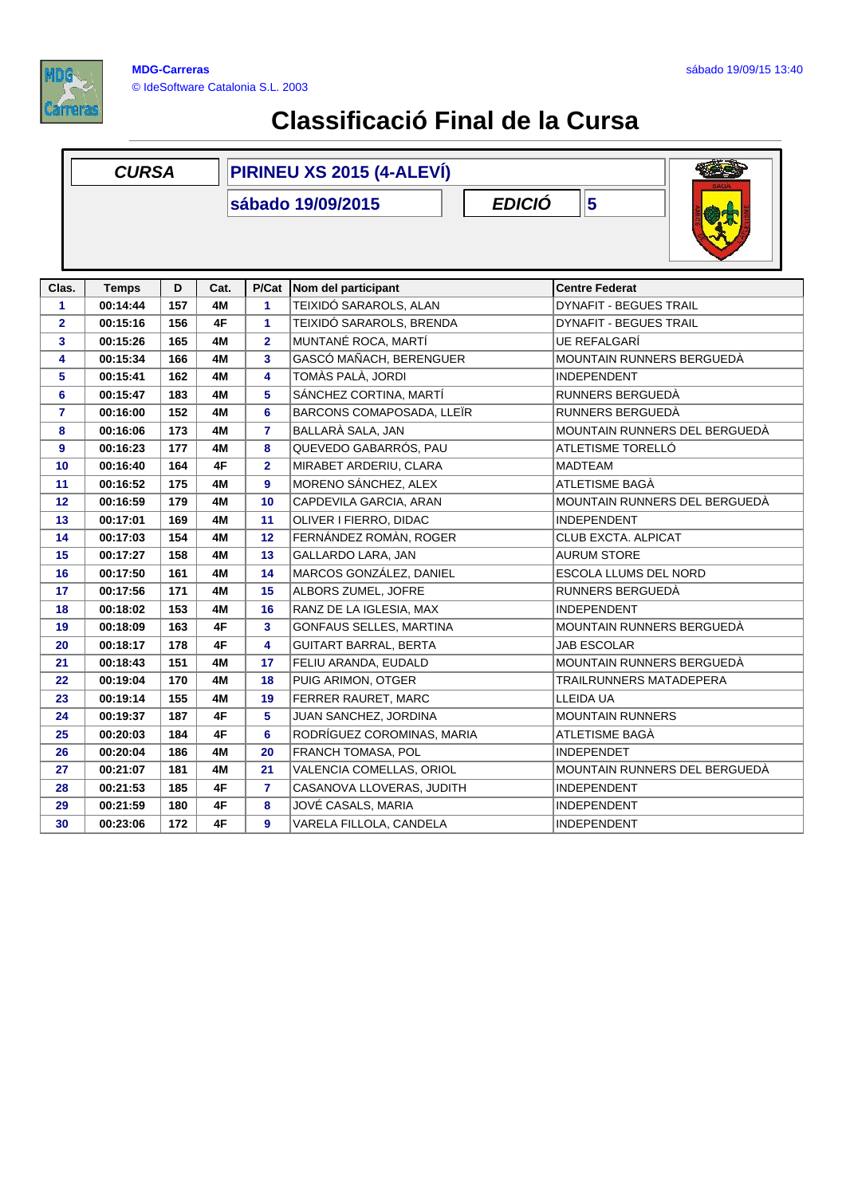MDG-Carreras
© IdeSoftware Catalonia S.L. 2003

sábado 19/09/15 13:40

# Classificació Final de la Cursa

| CURSA | PIRINEU XS 2015 (4-ALEVÍ) | | |
|---|---|---|---|
| | sábado 19/09/2015 | EDICIÓ | 5 |

| Clas. | Temps | D | Cat. | P/Cat | Nom del participant | Centre Federat |
|---|---|---|---|---|---|---|
| 1 | 00:14:44 | 157 | 4M | 1 | TEIXIDÓ SARAROLS, ALAN | DYNAFIT - BEGUES TRAIL |
| 2 | 00:15:16 | 156 | 4F | 1 | TEIXIDÓ SARAROLS, BRENDA | DYNAFIT - BEGUES TRAIL |
| 3 | 00:15:26 | 165 | 4M | 2 | MUNTANÉ ROCA, MARTÍ | UE REFALGARÍ |
| 4 | 00:15:34 | 166 | 4M | 3 | GASCÓ MAÑACH, BERENGUER | MOUNTAIN RUNNERS BERGUEDÀ |
| 5 | 00:15:41 | 162 | 4M | 4 | TOMÀS PALÀ, JORDI | INDEPENDENT |
| 6 | 00:15:47 | 183 | 4M | 5 | SÁNCHEZ CORTINA, MARTÍ | RUNNERS BERGUEDÀ |
| 7 | 00:16:00 | 152 | 4M | 6 | BARCONS COMAPOSADA, LLEÏR | RUNNERS BERGUEDÀ |
| 8 | 00:16:06 | 173 | 4M | 7 | BALLARÀ SALA, JAN | MOUNTAIN RUNNERS DEL BERGUEDÀ |
| 9 | 00:16:23 | 177 | 4M | 8 | QUEVEDO GABARRÓS, PAU | ATLETISME TORELLÓ |
| 10 | 00:16:40 | 164 | 4F | 2 | MIRABET ARDERIU, CLARA | MADTEAM |
| 11 | 00:16:52 | 175 | 4M | 9 | MORENO SÁNCHEZ, ALEX | ATLETISME BAGÀ |
| 12 | 00:16:59 | 179 | 4M | 10 | CAPDEVILA GARCIA, ARAN | MOUNTAIN RUNNERS DEL BERGUEDÀ |
| 13 | 00:17:01 | 169 | 4M | 11 | OLIVER I FIERRO, DIDAC | INDEPENDENT |
| 14 | 00:17:03 | 154 | 4M | 12 | FERNÁNDEZ ROMÀN, ROGER | CLUB EXCTA. ALPICAT |
| 15 | 00:17:27 | 158 | 4M | 13 | GALLARDO LARA, JAN | AURUM STORE |
| 16 | 00:17:50 | 161 | 4M | 14 | MARCOS GONZÁLEZ, DANIEL | ESCOLA LLUMS DEL NORD |
| 17 | 00:17:56 | 171 | 4M | 15 | ALBORS ZUMEL, JOFRE | RUNNERS BERGUEDÀ |
| 18 | 00:18:02 | 153 | 4M | 16 | RANZ DE LA IGLESIA, MAX | INDEPENDENT |
| 19 | 00:18:09 | 163 | 4F | 3 | GONFAUS SELLES, MARTINA | MOUNTAIN RUNNERS BERGUEDÀ |
| 20 | 00:18:17 | 178 | 4F | 4 | GUITART BARRAL, BERTA | JAB ESCOLAR |
| 21 | 00:18:43 | 151 | 4M | 17 | FELIU ARANDA, EUDALD | MOUNTAIN RUNNERS BERGUEDÀ |
| 22 | 00:19:04 | 170 | 4M | 18 | PUIG ARIMON, OTGER | TRAILRUNNERS MATADEPERA |
| 23 | 00:19:14 | 155 | 4M | 19 | FERRER RAURET, MARC | LLEIDA UA |
| 24 | 00:19:37 | 187 | 4F | 5 | JUAN SANCHEZ, JORDINA | MOUNTAIN RUNNERS |
| 25 | 00:20:03 | 184 | 4F | 6 | RODRÍGUEZ COROMINAS, MARIA | ATLETISME BAGÀ |
| 26 | 00:20:04 | 186 | 4M | 20 | FRANCH TOMASA, POL | INDEPENDET |
| 27 | 00:21:07 | 181 | 4M | 21 | VALENCIA COMELLAS, ORIOL | MOUNTAIN RUNNERS DEL BERGUEDÀ |
| 28 | 00:21:53 | 185 | 4F | 7 | CASANOVA LLOVERAS, JUDITH | INDEPENDENT |
| 29 | 00:21:59 | 180 | 4F | 8 | JOVÉ CASALS, MARIA | INDEPENDENT |
| 30 | 00:23:06 | 172 | 4F | 9 | VARELA FILLOLA, CANDELA | INDEPENDENT |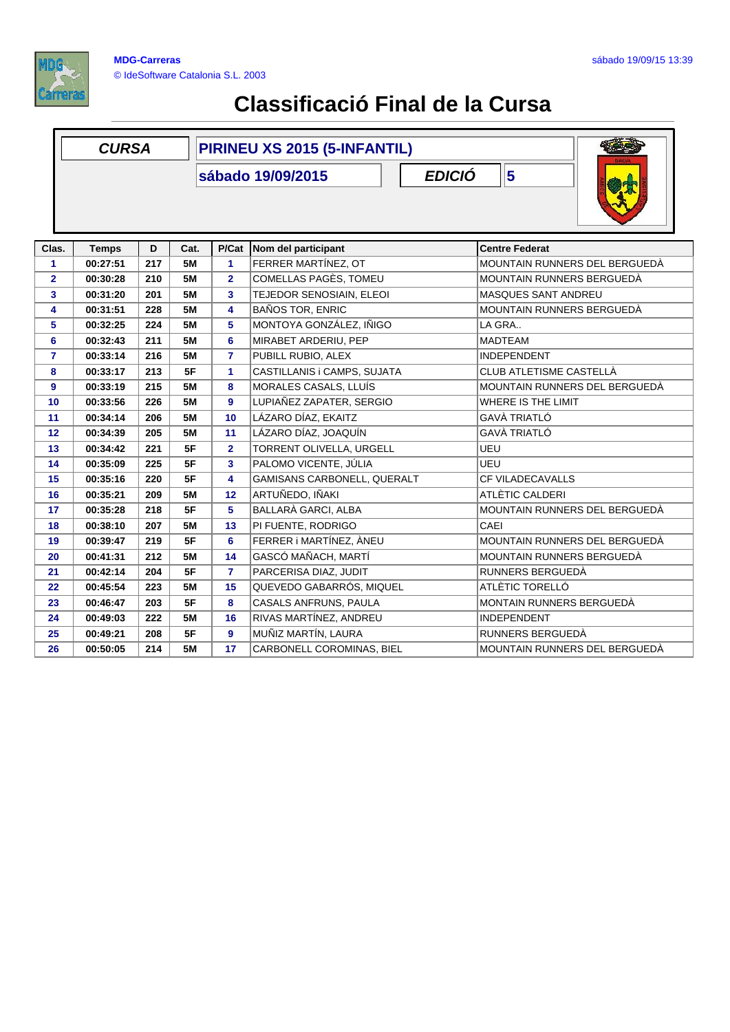# Classificació Final de la Cursa

| CURSA | PIRINEU XS 2015 (5-INFANTIL) | | |
|---|---|---|---|
| | sábado 19/09/2015 | EDICIÓ | 5 |

| Clas. | Temps | D | Cat. | P/Cat | Nom del participant | Centre Federat |
|---|---|---|---|---|---|---|
| 1 | 00:27:51 | 217 | 5M | 1 | FERRER MARTÍNEZ, OT | MOUNTAIN RUNNERS DEL BERGUEDÀ |
| 2 | 00:30:28 | 210 | 5M | 2 | COMELLAS PAGÈS, TOMEU | MOUNTAIN RUNNERS BERGUEDÀ |
| 3 | 00:31:20 | 201 | 5M | 3 | TEJEDOR SENOSIAIN, ELEOI | MASQUES SANT ANDREU |
| 4 | 00:31:51 | 228 | 5M | 4 | BAÑOS TOR, ENRIC | MOUNTAIN RUNNERS BERGUEDÀ |
| 5 | 00:32:25 | 224 | 5M | 5 | MONTOYA GONZÁLEZ, IÑIGO | LA GRA.. |
| 6 | 00:32:43 | 211 | 5M | 6 | MIRABET ARDERIU, PEP | MADTEAM |
| 7 | 00:33:14 | 216 | 5M | 7 | PUBILL RUBIO, ALEX | INDEPENDENT |
| 8 | 00:33:17 | 213 | 5F | 1 | CASTILLANIS i CAMPS, SUJATA | CLUB ATLETISME CASTELLÀ |
| 9 | 00:33:19 | 215 | 5M | 8 | MORALES CASALS, LLUÍS | MOUNTAIN RUNNERS DEL BERGUEDÀ |
| 10 | 00:33:56 | 226 | 5M | 9 | LUPIAÑEZ ZAPATER, SERGIO | WHERE IS THE LIMIT |
| 11 | 00:34:14 | 206 | 5M | 10 | LÁZARO DÍAZ, EKAITZ | GAVÀ TRIATLÓ |
| 12 | 00:34:39 | 205 | 5M | 11 | LÁZARO DÍAZ, JOAQUÍN | GAVÀ TRIATLÓ |
| 13 | 00:34:42 | 221 | 5F | 2 | TORRENT OLIVELLA, URGELL | UEU |
| 14 | 00:35:09 | 225 | 5F | 3 | PALOMO VICENTE, JÚLIA | UEU |
| 15 | 00:35:16 | 220 | 5F | 4 | GAMISANS CARBONELL, QUERALT | CF VILADECAVALLS |
| 16 | 00:35:21 | 209 | 5M | 12 | ARTUÑEDO, IÑAKI | ATLÈTIC CALDERI |
| 17 | 00:35:28 | 218 | 5F | 5 | BALLARÀ GARCI, ALBA | MOUNTAIN RUNNERS DEL BERGUEDÀ |
| 18 | 00:38:10 | 207 | 5M | 13 | PI FUENTE, RODRIGO | CAEI |
| 19 | 00:39:47 | 219 | 5F | 6 | FERRER i MARTÍNEZ, ÀNEU | MOUNTAIN RUNNERS DEL BERGUEDÀ |
| 20 | 00:41:31 | 212 | 5M | 14 | GASCÓ MAÑACH, MARTÍ | MOUNTAIN RUNNERS BERGUEDÀ |
| 21 | 00:42:14 | 204 | 5F | 7 | PARCERISA DIAZ, JUDIT | RUNNERS BERGUEDÀ |
| 22 | 00:45:54 | 223 | 5M | 15 | QUEVEDO GABARRÓS, MIQUEL | ATLÈTIC TORELLÓ |
| 23 | 00:46:47 | 203 | 5F | 8 | CASALS ANFRUNS, PAULA | MONTAIN RUNNERS BERGUEDÀ |
| 24 | 00:49:03 | 222 | 5M | 16 | RIVAS MARTÍNEZ, ANDREU | INDEPENDENT |
| 25 | 00:49:21 | 208 | 5F | 9 | MUÑIZ MARTÍN, LAURA | RUNNERS BERGUEDÀ |
| 26 | 00:50:05 | 214 | 5M | 17 | CARBONELL COROMINAS, BIEL | MOUNTAIN RUNNERS DEL BERGUEDÀ |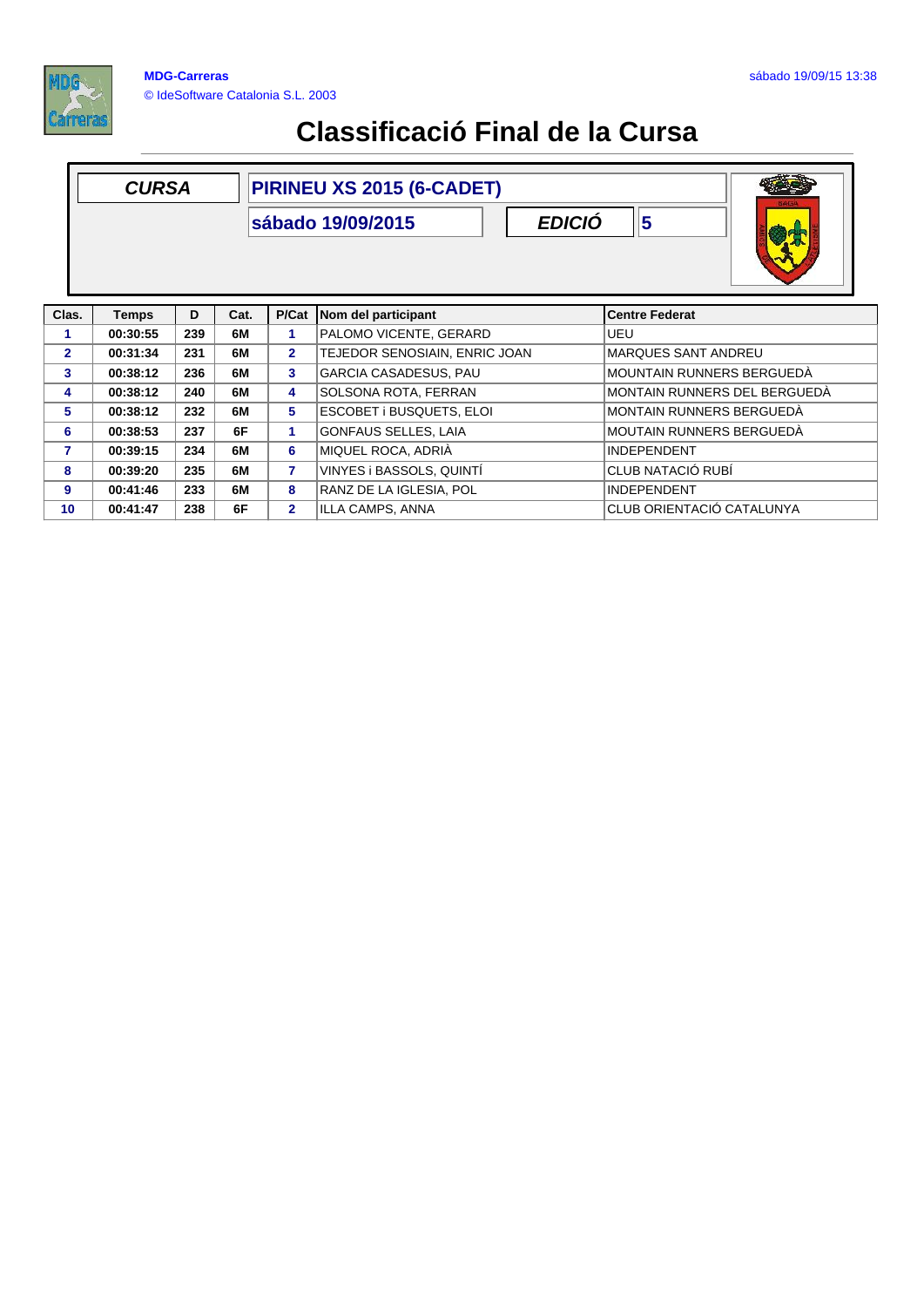# Classificació Final de la Cursa

| **CURSA** | **PIRINEU XS 2015 (6-CADET)** | | |
|---|---|---|---|
| | **sábado 19/09/2015** | **EDICIÓ** | **5** |

| Clas. | Temps | D | Cat. | P/Cat | Nom del participant | Centre Federat |
|---|---|---|---|---|---|---|
| 1 | 00:30:55 | 239 | 6M | 1 | PALOMO VICENTE, GERARD | UEU |
| 2 | 00:31:34 | 231 | 6M | 2 | TEJEDOR SENOSIAIN, ENRIC JOAN | MARQUES SANT ANDREU |
| 3 | 00:38:12 | 236 | 6M | 3 | GARCIA CASADESUS, PAU | MOUNTAIN RUNNERS BERGUEDÀ |
| 4 | 00:38:12 | 240 | 6M | 4 | SOLSONA ROTA, FERRAN | MONTAIN RUNNERS DEL BERGUEDÀ |
| 5 | 00:38:12 | 232 | 6M | 5 | ESCOBET i BUSQUETS, ELOI | MONTAIN RUNNERS BERGUEDÀ |
| 6 | 00:38:53 | 237 | 6F | 1 | GONFAUS SELLES, LAIA | MOUTAIN RUNNERS BERGUEDÀ |
| 7 | 00:39:15 | 234 | 6M | 6 | MIQUEL ROCA, ADRIÀ | INDEPENDENT |
| 8 | 00:39:20 | 235 | 6M | 7 | VINYES i BASSOLS, QUINTÍ | CLUB NATACIÓ RUBÍ |
| 9 | 00:41:46 | 233 | 6M | 8 | RANZ DE LA IGLESIA, POL | INDEPENDENT |
| 10 | 00:41:47 | 238 | 6F | 2 | ILLA CAMPS, ANNA | CLUB ORIENTACIÓ CATALUNYA |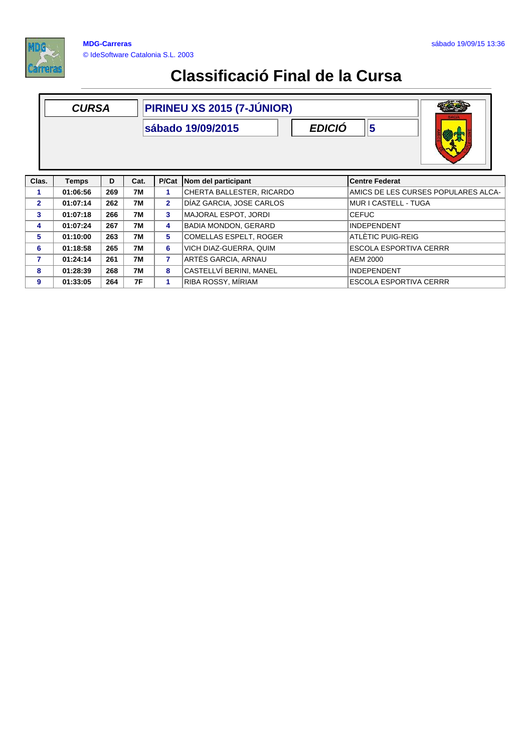MDG-Carreras
© IdeSoftware Catalonia S.L. 2003

sábado 19/09/15 13:36

# Classificació Final de la Cursa

| | | | |
|---|---|---|---|
| ***CURSA*** | **PIRINEU XS 2015 (7-JÚNIOR)** | | |
| | **sábado 19/09/2015** | ***EDICIÓ*** | **5** |

| Clas. | Temps | D | Cat. | P/Cat | Nom del participant | Centre Federat |
|---|---|---|---|---|---|---|
| 1 | 01:06:56 | 269 | 7M | 1 | CHERTA BALLESTER, RICARDO | AMICS DE LES CURSES POPULARES ALCA- |
| 2 | 01:07:14 | 262 | 7M | 2 | DÍAZ GARCIA, JOSE CARLOS | MUR I CASTELL - TUGA |
| 3 | 01:07:18 | 266 | 7M | 3 | MAJORAL ESPOT, JORDI | CEFUC |
| 4 | 01:07:24 | 267 | 7M | 4 | BADIA MONDON, GERARD | INDEPENDENT |
| 5 | 01:10:00 | 263 | 7M | 5 | COMELLAS ESPELT, ROGER | ATLÈTIC PUIG-REIG |
| 6 | 01:18:58 | 265 | 7M | 6 | VICH DIAZ-GUERRA, QUIM | ESCOLA ESPORTIVA CERRR |
| 7 | 01:24:14 | 261 | 7M | 7 | ARTÉS GARCIA, ARNAU | AEM 2000 |
| 8 | 01:28:39 | 268 | 7M | 8 | CASTELLVÍ BERINI, MANEL | INDEPENDENT |
| 9 | 01:33:05 | 264 | 7F | 1 | RIBA ROSSY, MÍRIAM | ESCOLA ESPORTIVA CERRR |